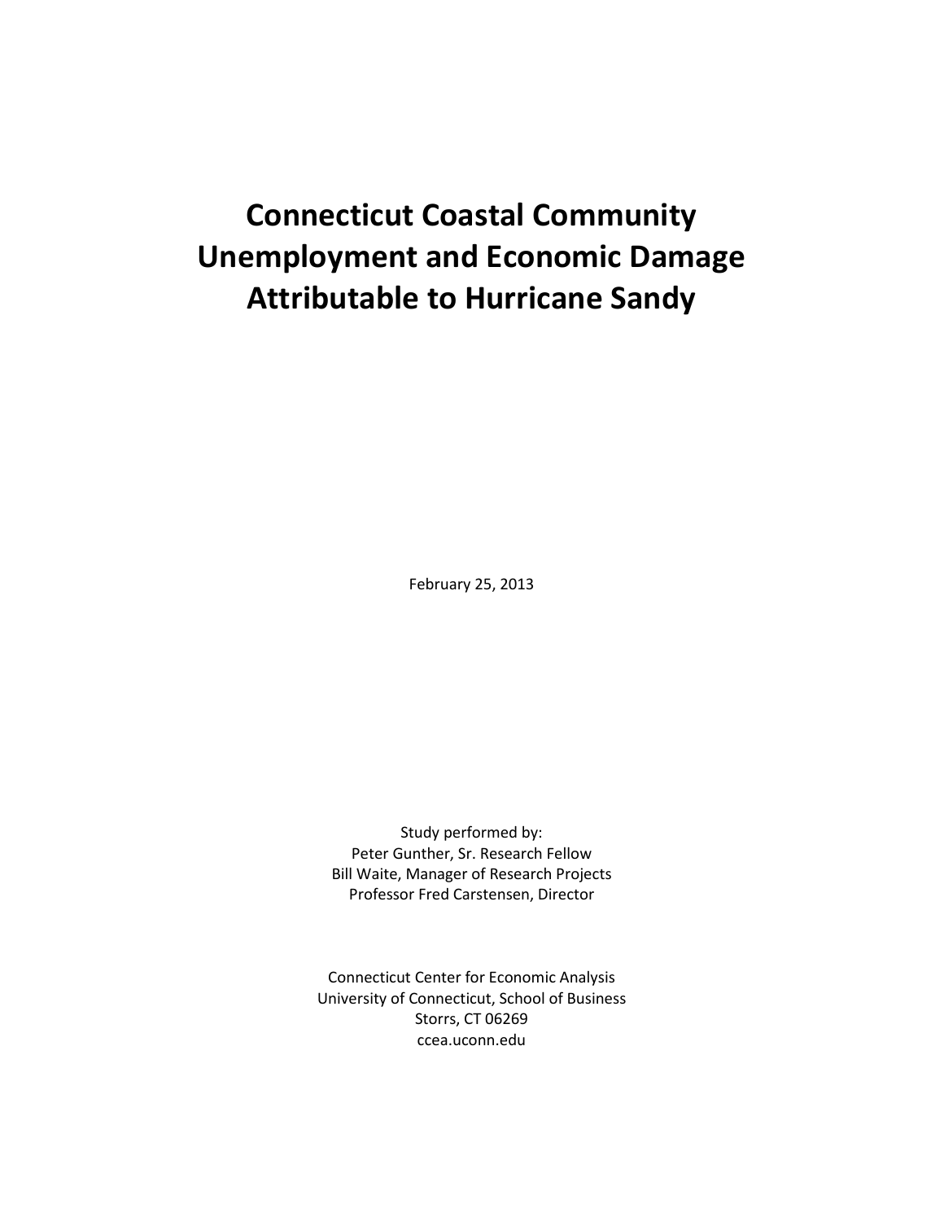# Connecticut Coastal Community Unemployment and Economic Damage Attributable to Hurricane Sandy

February 25, 2013

Study performed by:
Peter Gunther, Sr. Research Fellow
Bill Waite, Manager of Research Projects
Professor Fred Carstensen, Director

Connecticut Center for Economic Analysis
University of Connecticut, School of Business
Storrs, CT 06269
ccea.uconn.edu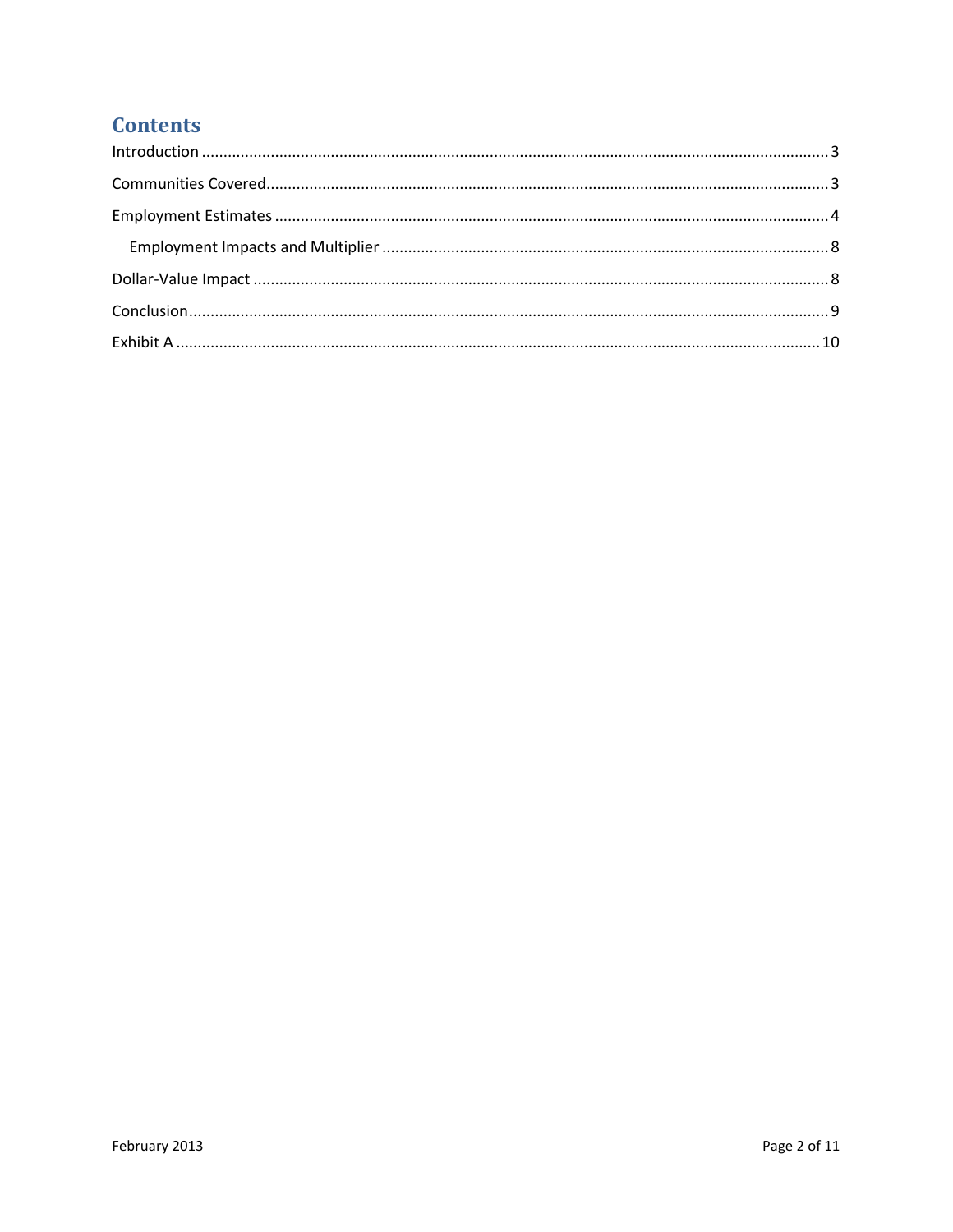# Contents

Introduction ..... 3

Communities Covered ..... 3

Employment Estimates ..... 4

- Employment Impacts and Multiplier ..... 8

Dollar-Value Impact ..... 8

Conclusion ..... 9

Exhibit A ..... 10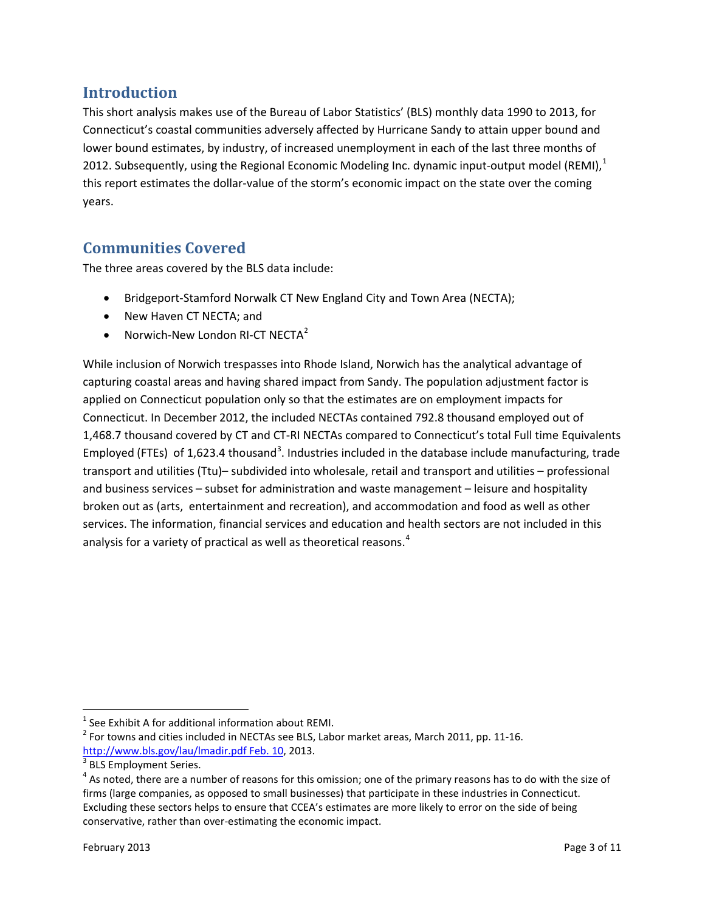## Introduction

This short analysis makes use of the Bureau of Labor Statistics' (BLS) monthly data 1990 to 2013, for Connecticut's coastal communities adversely affected by Hurricane Sandy to attain upper bound and lower bound estimates, by industry, of increased unemployment in each of the last three months of 2012. Subsequently, using the Regional Economic Modeling Inc. dynamic input-output model (REMI),[1] this report estimates the dollar-value of the storm's economic impact on the state over the coming years.

## Communities Covered

The three areas covered by the BLS data include:

- Bridgeport-Stamford Norwalk CT New England City and Town Area (NECTA);
- New Haven CT NECTA; and
- Norwich-New London RI-CT NECTA[2]

While inclusion of Norwich trespasses into Rhode Island, Norwich has the analytical advantage of capturing coastal areas and having shared impact from Sandy. The population adjustment factor is applied on Connecticut population only so that the estimates are on employment impacts for Connecticut. In December 2012, the included NECTAs contained 792.8 thousand employed out of 1,468.7 thousand covered by CT and CT-RI NECTAs compared to Connecticut's total Full time Equivalents Employed (FTEs) of 1,623.4 thousand[3]. Industries included in the database include manufacturing, trade transport and utilities (Ttu)– subdivided into wholesale, retail and transport and utilities – professional and business services – subset for administration and waste management – leisure and hospitality broken out as (arts, entertainment and recreation), and accommodation and food as well as other services. The information, financial services and education and health sectors are not included in this analysis for a variety of practical as well as theoretical reasons.[4]

---

[1] See Exhibit A for additional information about REMI.

[2] For towns and cities included in NECTAs see BLS, Labor market areas, March 2011, pp. 11-16. http://www.bls.gov/lau/lmadir.pdf Feb. 10, 2013.

[3] BLS Employment Series.

[4] As noted, there are a number of reasons for this omission; one of the primary reasons has to do with the size of firms (large companies, as opposed to small businesses) that participate in these industries in Connecticut. Excluding these sectors helps to ensure that CCEA's estimates are more likely to error on the side of being conservative, rather than over-estimating the economic impact.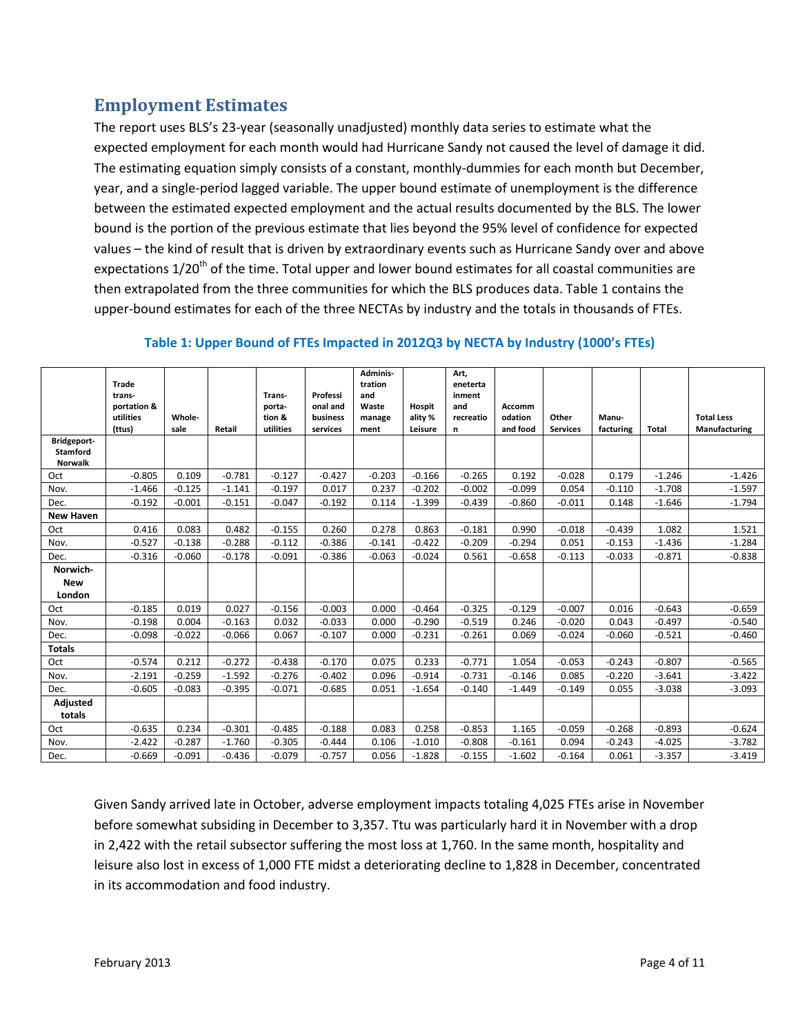## Employment Estimates

The report uses BLS's 23-year (seasonally unadjusted) monthly data series to estimate what the expected employment for each month would had Hurricane Sandy not caused the level of damage it did. The estimating equation simply consists of a constant, monthly-dummies for each month but December, year, and a single-period lagged variable. The upper bound estimate of unemployment is the difference between the estimated expected employment and the actual results documented by the BLS. The lower bound is the portion of the previous estimate that lies beyond the 95% level of confidence for expected values – the kind of result that is driven by extraordinary events such as Hurricane Sandy over and above expectations 1/20$^{th}$ of the time. Total upper and lower bound estimates for all coastal communities are then extrapolated from the three communities for which the BLS produces data. Table 1 contains the upper-bound estimates for each of the three NECTAs by industry and the totals in thousands of FTEs.

**Table 1: Upper Bound of FTEs Impacted in 2012Q3 by NECTA by Industry (1000's FTEs)**

| | Trade trans-portation & utilities (ttus) | Whole-sale | Retail | Trans-porta-tion & utilities | Professional and business services | Adminis-tration and Waste management | Hospitality % Leisure | Art, eneterta inment and recreation | Accommodation and food | Other Services | Manu-facturing | Total | Total Less Manufacturing |
|---|---|---|---|---|---|---|---|---|---|---|---|---|---|
| **Bridgeport-Stamford Norwalk** | | | | | | | | | | | | | |
| Oct | -0.805 | 0.109 | -0.781 | -0.127 | -0.427 | -0.203 | -0.166 | -0.265 | 0.192 | -0.028 | 0.179 | -1.246 | -1.426 |
| Nov. | -1.466 | -0.125 | -1.141 | -0.197 | 0.017 | 0.237 | -0.202 | -0.002 | -0.099 | 0.054 | -0.110 | -1.708 | -1.597 |
| Dec. | -0.192 | -0.001 | -0.151 | -0.047 | -0.192 | 0.114 | -1.399 | -0.439 | -0.860 | -0.011 | 0.148 | -1.646 | -1.794 |
| **New Haven** | | | | | | | | | | | | | |
| Oct | 0.416 | 0.083 | 0.482 | -0.155 | 0.260 | 0.278 | 0.863 | -0.181 | 0.990 | -0.018 | -0.439 | 1.082 | 1.521 |
| Nov. | -0.527 | -0.138 | -0.288 | -0.112 | -0.386 | -0.141 | -0.422 | -0.209 | -0.294 | 0.051 | -0.153 | -1.436 | -1.284 |
| Dec. | -0.316 | -0.060 | -0.178 | -0.091 | -0.386 | -0.063 | -0.024 | 0.561 | -0.658 | -0.113 | -0.033 | -0.871 | -0.838 |
| **Norwich-New London** | | | | | | | | | | | | | |
| Oct | -0.185 | 0.019 | 0.027 | -0.156 | -0.003 | 0.000 | -0.464 | -0.325 | -0.129 | -0.007 | 0.016 | -0.643 | -0.659 |
| Nov. | -0.198 | 0.004 | -0.163 | 0.032 | -0.033 | 0.000 | -0.290 | -0.519 | 0.246 | -0.020 | 0.043 | -0.497 | -0.540 |
| Dec. | -0.098 | -0.022 | -0.066 | 0.067 | -0.107 | 0.000 | -0.231 | -0.261 | 0.069 | -0.024 | -0.060 | -0.521 | -0.460 |
| **Totals** | | | | | | | | | | | | | |
| Oct | -0.574 | 0.212 | -0.272 | -0.438 | -0.170 | 0.075 | 0.233 | -0.771 | 1.054 | -0.053 | -0.243 | -0.807 | -0.565 |
| Nov. | -2.191 | -0.259 | -1.592 | -0.276 | -0.402 | 0.096 | -0.914 | -0.731 | -0.146 | 0.085 | -0.220 | -3.641 | -3.422 |
| Dec. | -0.605 | -0.083 | -0.395 | -0.071 | -0.685 | 0.051 | -1.654 | -0.140 | -1.449 | -0.149 | 0.055 | -3.038 | -3.093 |
| **Adjusted totals** | | | | | | | | | | | | | |
| Oct | -0.635 | 0.234 | -0.301 | -0.485 | -0.188 | 0.083 | 0.258 | -0.853 | 1.165 | -0.059 | -0.268 | -0.893 | -0.624 |
| Nov. | -2.422 | -0.287 | -1.760 | -0.305 | -0.444 | 0.106 | -1.010 | -0.808 | -0.161 | 0.094 | -0.243 | -4.025 | -3.782 |
| Dec. | -0.669 | -0.091 | -0.436 | -0.079 | -0.757 | 0.056 | -1.828 | -0.155 | -1.602 | -0.164 | 0.061 | -3.357 | -3.419 |

Given Sandy arrived late in October, adverse employment impacts totaling 4,025 FTEs arise in November before somewhat subsiding in December to 3,357. Ttu was particularly hard it in November with a drop in 2,422 with the retail subsector suffering the most loss at 1,760. In the same month, hospitality and leisure also lost in excess of 1,000 FTE midst a deteriorating decline to 1,828 in December, concentrated in its accommodation and food industry.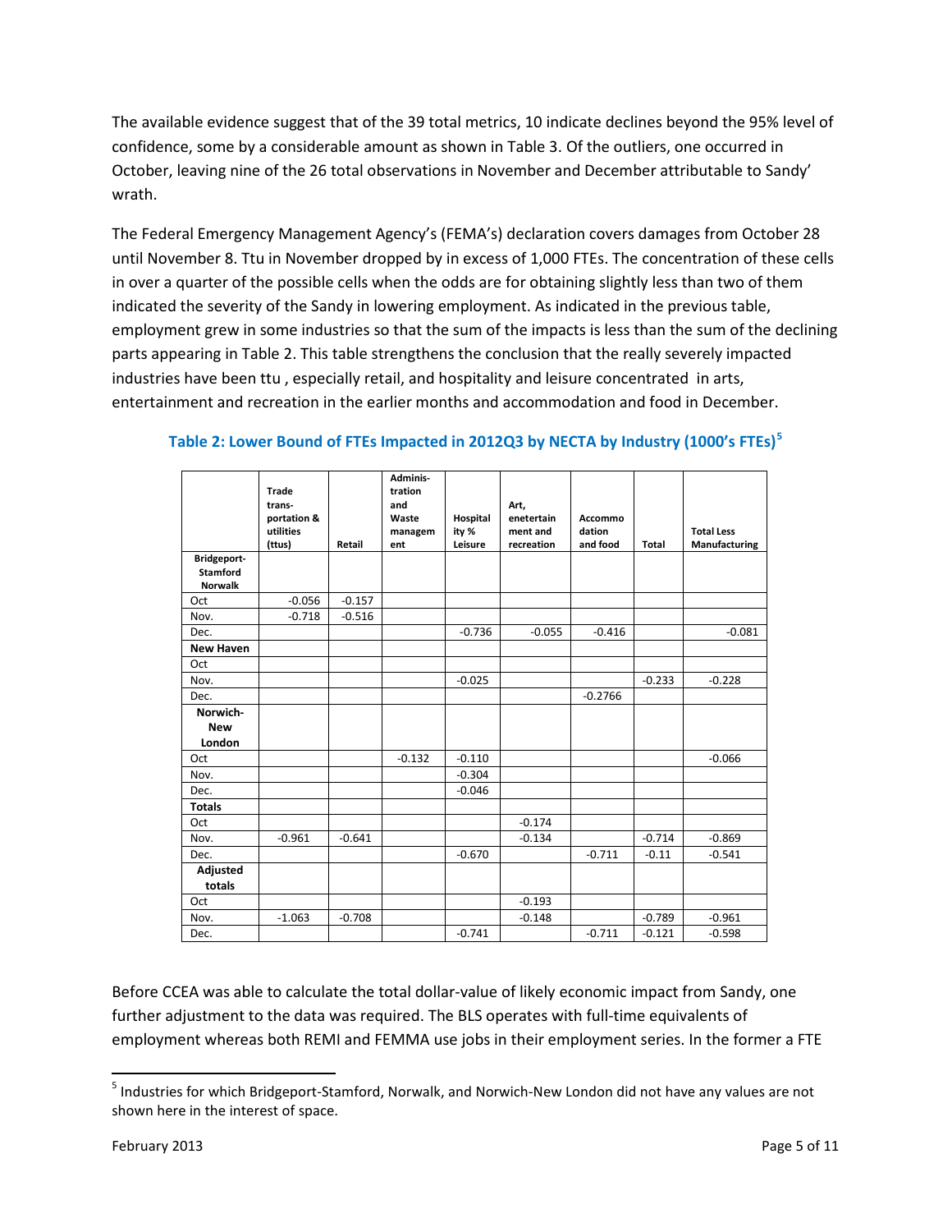The available evidence suggest that of the 39 total metrics, 10 indicate declines beyond the 95% level of confidence, some by a considerable amount as shown in Table 3. Of the outliers, one occurred in October, leaving nine of the 26 total observations in November and December attributable to Sandy' wrath.

The Federal Emergency Management Agency's (FEMA's) declaration covers damages from October 28 until November 8. Ttu in November dropped by in excess of 1,000 FTEs. The concentration of these cells in over a quarter of the possible cells when the odds are for obtaining slightly less than two of them indicated the severity of the Sandy in lowering employment. As indicated in the previous table, employment grew in some industries so that the sum of the impacts is less than the sum of the declining parts appearing in Table 2. This table strengthens the conclusion that the really severely impacted industries have been ttu , especially retail, and hospitality and leisure concentrated in arts, entertainment and recreation in the earlier months and accommodation and food in December.

**Table 2: Lower Bound of FTEs Impacted in 2012Q3 by NECTA by Industry (1000's FTEs)[5]**

| | Trade trans-portation & utilities (ttus) | Retail | Adminis-tration and Waste management | Hospitality % Leisure | Art, enetertainment and recreation | Accommodation and food | Total | Total Less Manufacturing |
|---|---|---|---|---|---|---|---|---|
| **Bridgeport-Stamford Norwalk** | | | | | | | | |
| Oct | -0.056 | -0.157 | | | | | | |
| Nov. | -0.718 | -0.516 | | | | | | |
| Dec. | | | | -0.736 | -0.055 | -0.416 | | -0.081 |
| **New Haven** | | | | | | | | |
| Oct | | | | | | | | |
| Nov. | | | | -0.025 | | | -0.233 | -0.228 |
| Dec. | | | | | | -0.2766 | | |
| **Norwich-New London** | | | | | | | | |
| Oct | | | -0.132 | -0.110 | | | | -0.066 |
| Nov. | | | | -0.304 | | | | |
| Dec. | | | | -0.046 | | | | |
| **Totals** | | | | | | | | |
| Oct | | | | | -0.174 | | | |
| Nov. | -0.961 | -0.641 | | | -0.134 | | -0.714 | -0.869 |
| Dec. | | | | -0.670 | | -0.711 | -0.11 | -0.541 |
| **Adjusted totals** | | | | | | | | |
| Oct | | | | | -0.193 | | | |
| Nov. | -1.063 | -0.708 | | | -0.148 | | -0.789 | -0.961 |
| Dec. | | | | -0.741 | | -0.711 | -0.121 | -0.598 |

Before CCEA was able to calculate the total dollar-value of likely economic impact from Sandy, one further adjustment to the data was required. The BLS operates with full-time equivalents of employment whereas both REMI and FEMMA use jobs in their employment series. In the former a FTE

[5] Industries for which Bridgeport-Stamford, Norwalk, and Norwich-New London did not have any values are not shown here in the interest of space.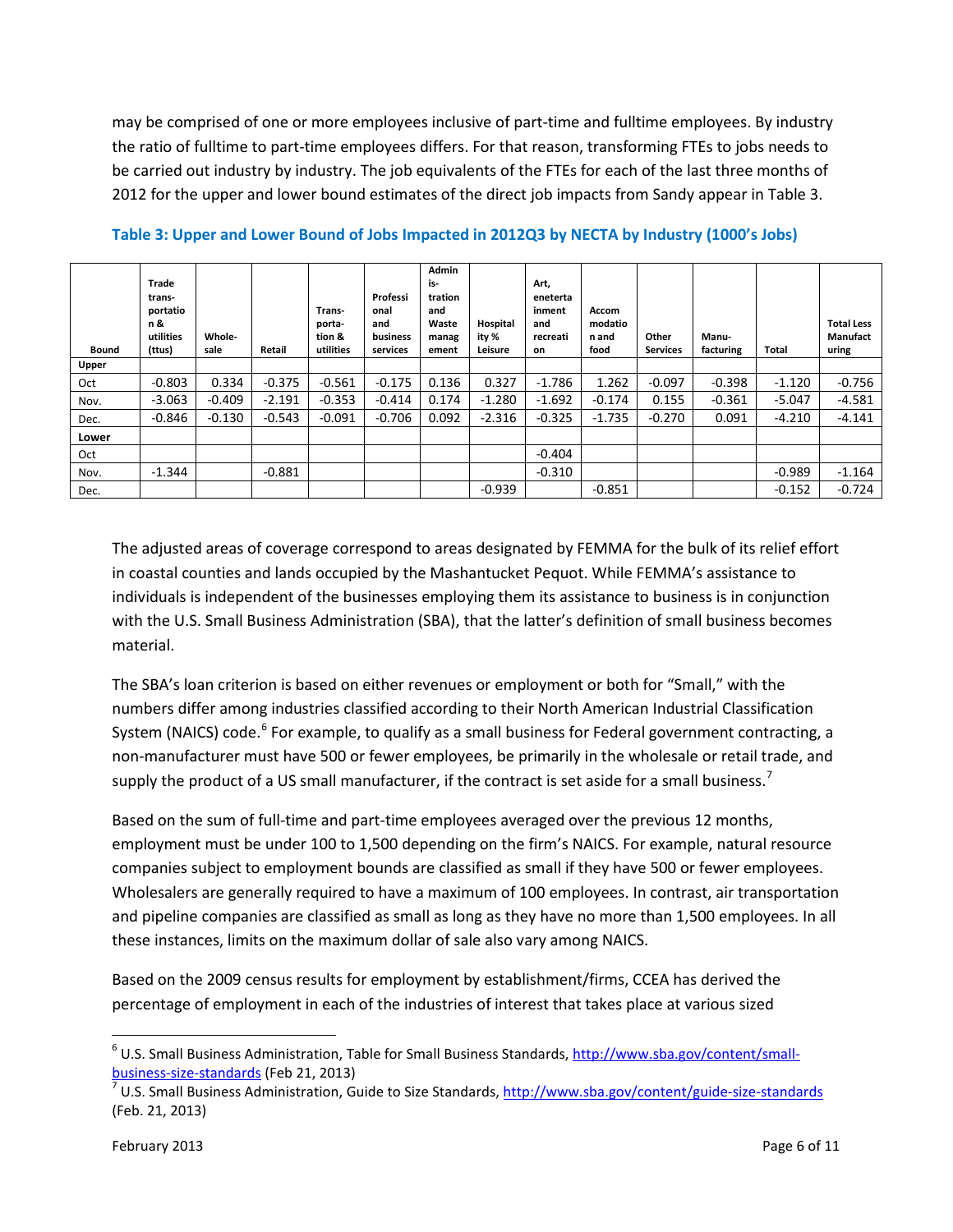may be comprised of one or more employees inclusive of part-time and fulltime employees. By industry the ratio of fulltime to part-time employees differs. For that reason, transforming FTEs to jobs needs to be carried out industry by industry. The job equivalents of the FTEs for each of the last three months of 2012 for the upper and lower bound estimates of the direct job impacts from Sandy appear in Table 3.

**Table 3: Upper and Lower Bound of Jobs Impacted in 2012Q3 by NECTA by Industry (1000's Jobs)**

| Bound | Trade transportation & utilities (ttus) | Wholesale | Retail | Transportation & utilities | Professional and business services | Administration and Waste management | Hospitality % Leisure | Art, eneteratinment and recreation | Accommodation and food | Other Services | Manufacturing | Total | Total Less Manufacturing |
|---|---|---|---|---|---|---|---|---|---|---|---|---|---|
| **Upper** | | | | | | | | | | | | | |
| Oct | -0.803 | 0.334 | -0.375 | -0.561 | -0.175 | 0.136 | 0.327 | -1.786 | 1.262 | -0.097 | -0.398 | -1.120 | -0.756 |
| Nov. | -3.063 | -0.409 | -2.191 | -0.353 | -0.414 | 0.174 | -1.280 | -1.692 | -0.174 | 0.155 | -0.361 | -5.047 | -4.581 |
| Dec. | -0.846 | -0.130 | -0.543 | -0.091 | -0.706 | 0.092 | -2.316 | -0.325 | -1.735 | -0.270 | 0.091 | -4.210 | -4.141 |
| **Lower** | | | | | | | | | | | | | |
| Oct | | | | | | | | -0.404 | | | | | |
| Nov. | -1.344 | | -0.881 | | | | | -0.310 | | | | -0.989 | -1.164 |
| Dec. | | | | | | | -0.939 | | -0.851 | | | -0.152 | -0.724 |

The adjusted areas of coverage correspond to areas designated by FEMMA for the bulk of its relief effort in coastal counties and lands occupied by the Mashantucket Pequot. While FEMMA's assistance to individuals is independent of the businesses employing them its assistance to business is in conjunction with the U.S. Small Business Administration (SBA), that the latter's definition of small business becomes material.

The SBA's loan criterion is based on either revenues or employment or both for "Small," with the numbers differ among industries classified according to their North American Industrial Classification System (NAICS) code.[6] For example, to qualify as a small business for Federal government contracting, a non-manufacturer must have 500 or fewer employees, be primarily in the wholesale or retail trade, and supply the product of a US small manufacturer, if the contract is set aside for a small business.[7]

Based on the sum of full-time and part-time employees averaged over the previous 12 months, employment must be under 100 to 1,500 depending on the firm's NAICS. For example, natural resource companies subject to employment bounds are classified as small if they have 500 or fewer employees. Wholesalers are generally required to have a maximum of 100 employees. In contrast, air transportation and pipeline companies are classified as small as long as they have no more than 1,500 employees. In all these instances, limits on the maximum dollar of sale also vary among NAICS.

Based on the 2009 census results for employment by establishment/firms, CCEA has derived the percentage of employment in each of the industries of interest that takes place at various sized

[6] U.S. Small Business Administration, Table for Small Business Standards, http://www.sba.gov/content/small-business-size-standards (Feb 21, 2013)

[7] U.S. Small Business Administration, Guide to Size Standards, http://www.sba.gov/content/guide-size-standards (Feb. 21, 2013)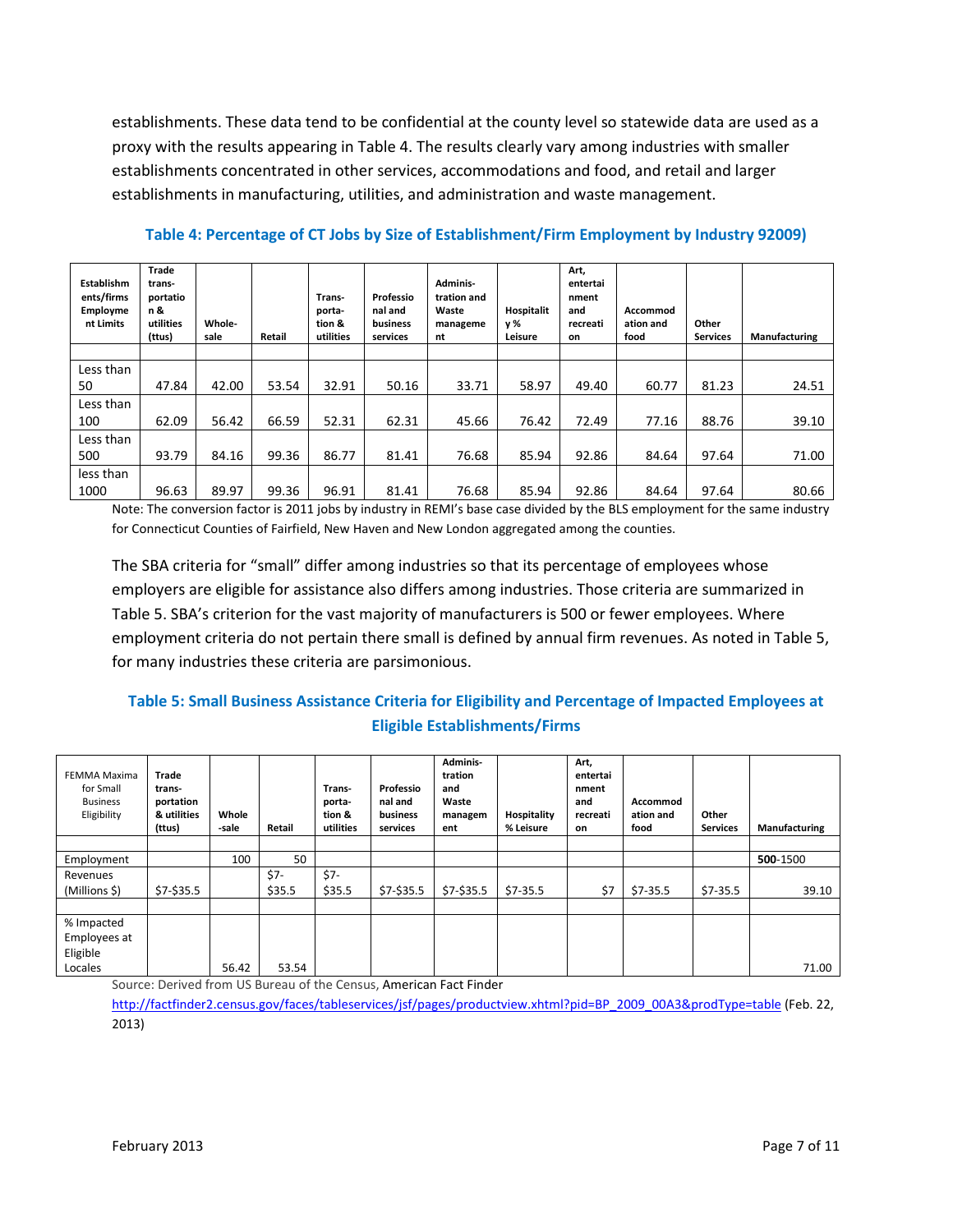establishments. These data tend to be confidential at the county level so statewide data are used as a proxy with the results appearing in Table 4. The results clearly vary among industries with smaller establishments concentrated in other services, accommodations and food, and retail and larger establishments in manufacturing, utilities, and administration and waste management.

### Table 4: Percentage of CT Jobs by Size of Establishment/Firm Employment by Industry 92009)

| Establishments/firms Employment Limits | Trade trans-portation & utilities (ttus) | Whole-sale | Retail | Trans-porta-tion & utilities | Professional and business services | Adminis-tration and Waste management | Hospitality % Leisure | Art, entertainment and recreation | Accommodation and food | Other Services | Manufacturing |
|---|---|---|---|---|---|---|---|---|---|---|---|
| | | | | | | | | | | | |
| Less than 50 | 47.84 | 42.00 | 53.54 | 32.91 | 50.16 | 33.71 | 58.97 | 49.40 | 60.77 | 81.23 | 24.51 |
| Less than 100 | 62.09 | 56.42 | 66.59 | 52.31 | 62.31 | 45.66 | 76.42 | 72.49 | 77.16 | 88.76 | 39.10 |
| Less than 500 | 93.79 | 84.16 | 99.36 | 86.77 | 81.41 | 76.68 | 85.94 | 92.86 | 84.64 | 97.64 | 71.00 |
| less than 1000 | 96.63 | 89.97 | 99.36 | 96.91 | 81.41 | 76.68 | 85.94 | 92.86 | 84.64 | 97.64 | 80.66 |

Note: The conversion factor is 2011 jobs by industry in REMI's base case divided by the BLS employment for the same industry for Connecticut Counties of Fairfield, New Haven and New London aggregated among the counties.

The SBA criteria for "small" differ among industries so that its percentage of employees whose employers are eligible for assistance also differs among industries. Those criteria are summarized in Table 5. SBA's criterion for the vast majority of manufacturers is 500 or fewer employees. Where employment criteria do not pertain there small is defined by annual firm revenues. As noted in Table 5, for many industries these criteria are parsimonious.

### Table 5: Small Business Assistance Criteria for Eligibility and Percentage of Impacted Employees at Eligible Establishments/Firms

| FEMMA Maxima for Small Business Eligibility | Trade trans-portation & utilities (ttus) | Whole-sale | Retail | Trans-porta-tion & utilities | Professional and business services | Adminis-tration and Waste management | Hospitality % Leisure | Art, entertainment and recreation | Accommodation and food | Other Services | Manufacturing |
|---|---|---|---|---|---|---|---|---|---|---|---|
| | | | | | | | | | | | |
| Employment | | 100 | 50 | | | | | | | | **500**-1500 |
| Revenues (Millions $) | $7-$35.5 | | $7-$35.5 | $7-$35.5 | $7-$35.5 | $7-$35.5 | $7-35.5 | $7 | $7-35.5 | $7-35.5 | 39.10 |
| | | | | | | | | | | | |
| % Impacted Employees at Eligible Locales | | 56.42 | 53.54 | | | | | | | | 71.00 |

Source: Derived from US Bureau of the Census, American Fact Finder http://factfinder2.census.gov/faces/tableservices/jsf/pages/productview.xhtml?pid=BP_2009_00A3&prodType=table (Feb. 22, 2013)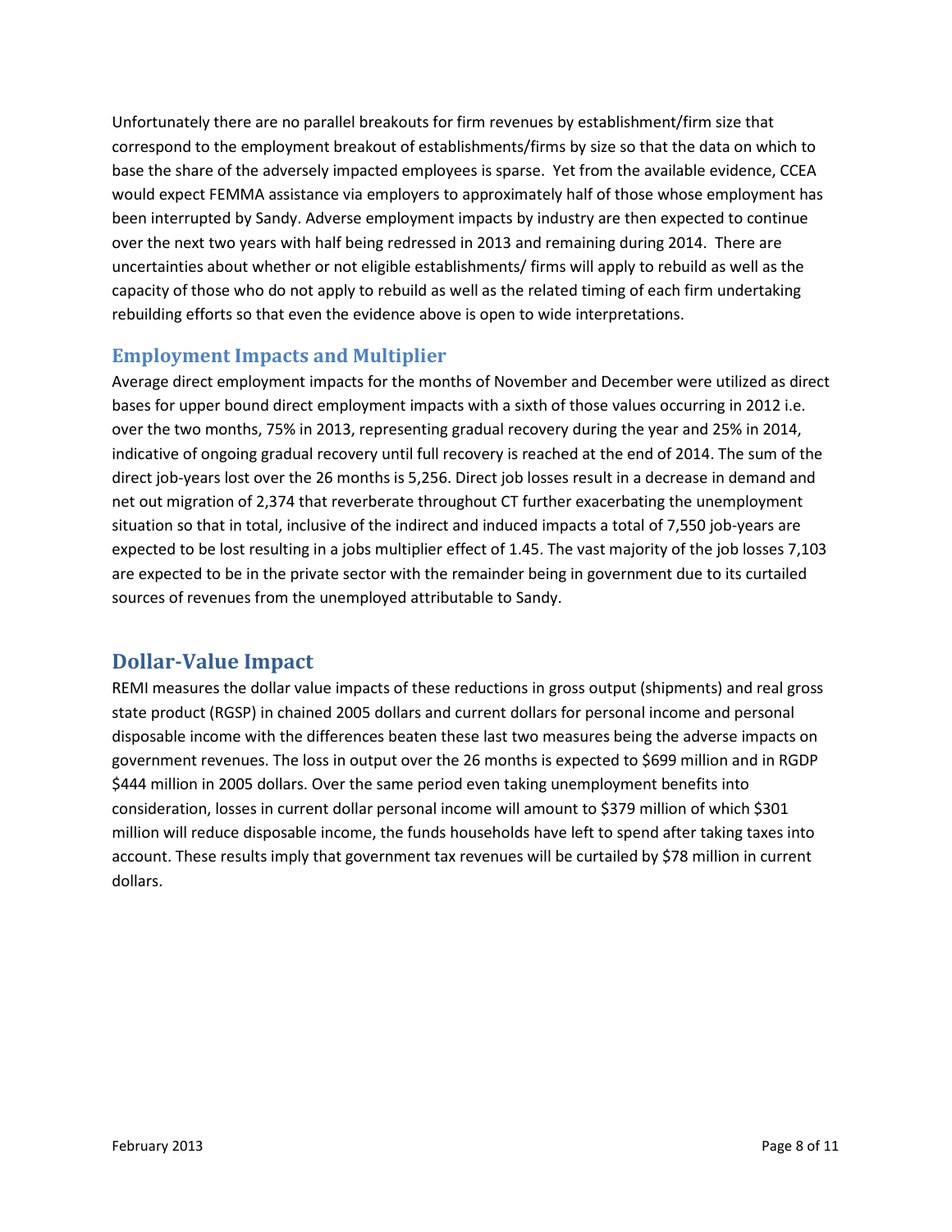Unfortunately there are no parallel breakouts for firm revenues by establishment/firm size that correspond to the employment breakout of establishments/firms by size so that the data on which to base the share of the adversely impacted employees is sparse. Yet from the available evidence, CCEA would expect FEMMA assistance via employers to approximately half of those whose employment has been interrupted by Sandy. Adverse employment impacts by industry are then expected to continue over the next two years with half being redressed in 2013 and remaining during 2014. There are uncertainties about whether or not eligible establishments/ firms will apply to rebuild as well as the capacity of those who do not apply to rebuild as well as the related timing of each firm undertaking rebuilding efforts so that even the evidence above is open to wide interpretations.

### Employment Impacts and Multiplier

Average direct employment impacts for the months of November and December were utilized as direct bases for upper bound direct employment impacts with a sixth of those values occurring in 2012 i.e. over the two months, 75% in 2013, representing gradual recovery during the year and 25% in 2014, indicative of ongoing gradual recovery until full recovery is reached at the end of 2014. The sum of the direct job-years lost over the 26 months is 5,256. Direct job losses result in a decrease in demand and net out migration of 2,374 that reverberate throughout CT further exacerbating the unemployment situation so that in total, inclusive of the indirect and induced impacts a total of 7,550 job-years are expected to be lost resulting in a jobs multiplier effect of 1.45. The vast majority of the job losses 7,103 are expected to be in the private sector with the remainder being in government due to its curtailed sources of revenues from the unemployed attributable to Sandy.

## Dollar-Value Impact

REMI measures the dollar value impacts of these reductions in gross output (shipments) and real gross state product (RGSP) in chained 2005 dollars and current dollars for personal income and personal disposable income with the differences beaten these last two measures being the adverse impacts on government revenues. The loss in output over the 26 months is expected to $699 million and in RGDP $444 million in 2005 dollars. Over the same period even taking unemployment benefits into consideration, losses in current dollar personal income will amount to $379 million of which $301 million will reduce disposable income, the funds households have left to spend after taking taxes into account. These results imply that government tax revenues will be curtailed by $78 million in current dollars.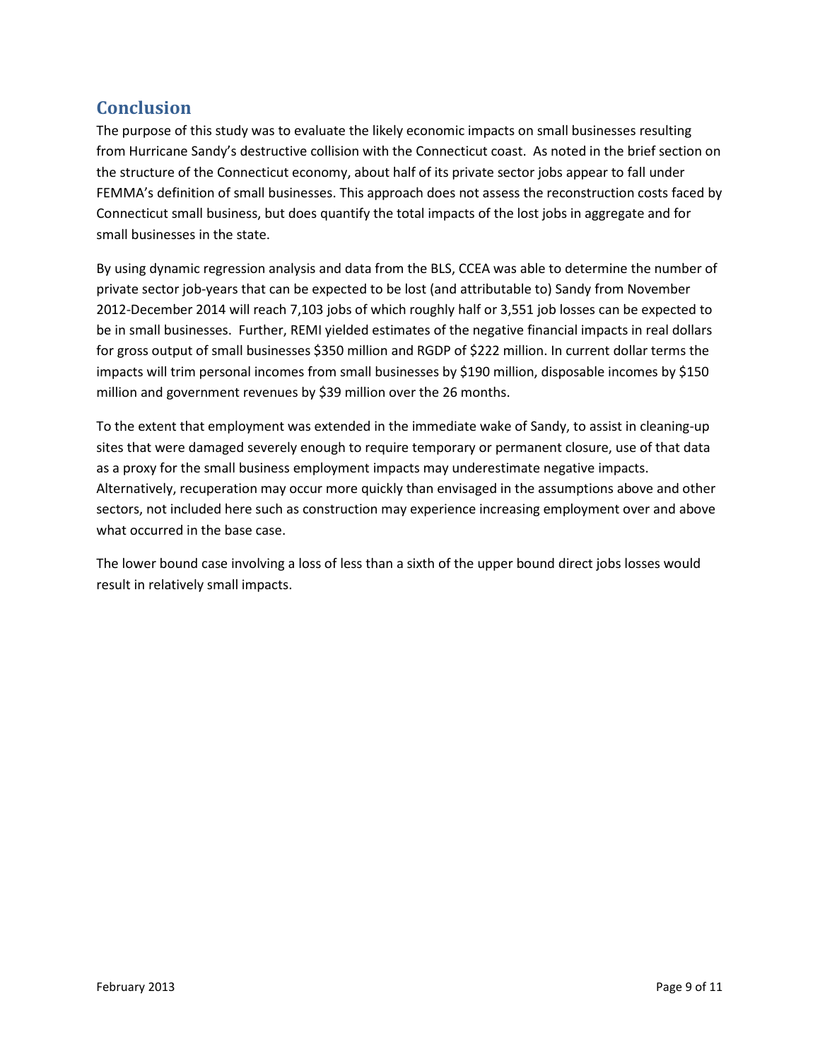## Conclusion

The purpose of this study was to evaluate the likely economic impacts on small businesses resulting from Hurricane Sandy's destructive collision with the Connecticut coast. As noted in the brief section on the structure of the Connecticut economy, about half of its private sector jobs appear to fall under FEMMA's definition of small businesses. This approach does not assess the reconstruction costs faced by Connecticut small business, but does quantify the total impacts of the lost jobs in aggregate and for small businesses in the state.

By using dynamic regression analysis and data from the BLS, CCEA was able to determine the number of private sector job-years that can be expected to be lost (and attributable to) Sandy from November 2012-December 2014 will reach 7,103 jobs of which roughly half or 3,551 job losses can be expected to be in small businesses. Further, REMI yielded estimates of the negative financial impacts in real dollars for gross output of small businesses $350 million and RGDP of $222 million. In current dollar terms the impacts will trim personal incomes from small businesses by $190 million, disposable incomes by $150 million and government revenues by $39 million over the 26 months.

To the extent that employment was extended in the immediate wake of Sandy, to assist in cleaning-up sites that were damaged severely enough to require temporary or permanent closure, use of that data as a proxy for the small business employment impacts may underestimate negative impacts. Alternatively, recuperation may occur more quickly than envisaged in the assumptions above and other sectors, not included here such as construction may experience increasing employment over and above what occurred in the base case.

The lower bound case involving a loss of less than a sixth of the upper bound direct jobs losses would result in relatively small impacts.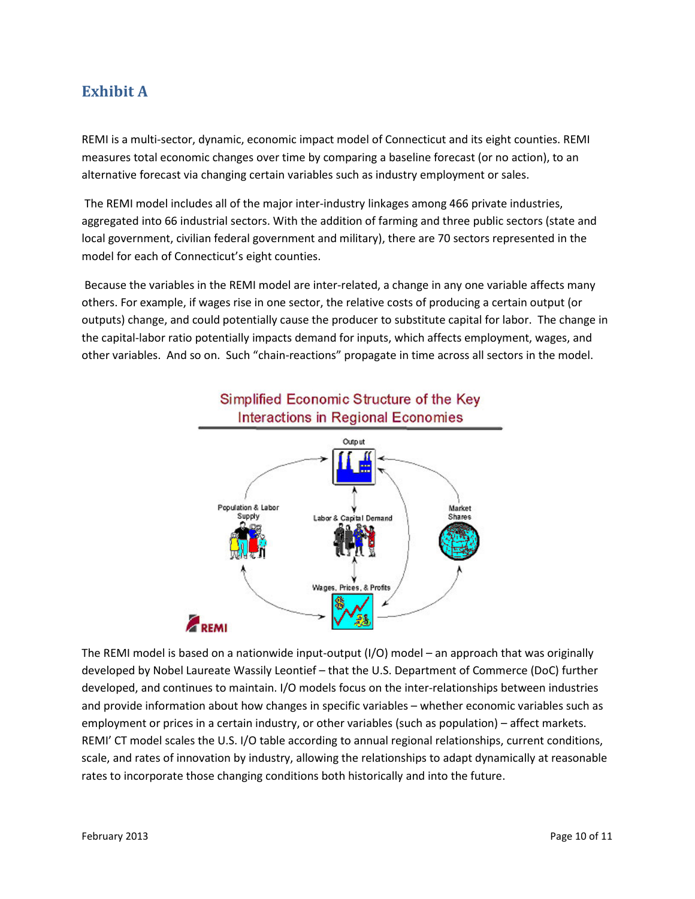## Exhibit A

REMI is a multi-sector, dynamic, economic impact model of Connecticut and its eight counties. REMI measures total economic changes over time by comparing a baseline forecast (or no action), to an alternative forecast via changing certain variables such as industry employment or sales.

The REMI model includes all of the major inter-industry linkages among 466 private industries, aggregated into 66 industrial sectors. With the addition of farming and three public sectors (state and local government, civilian federal government and military), there are 70 sectors represented in the model for each of Connecticut's eight counties.

Because the variables in the REMI model are inter-related, a change in any one variable affects many others. For example, if wages rise in one sector, the relative costs of producing a certain output (or outputs) change, and could potentially cause the producer to substitute capital for labor. The change in the capital-labor ratio potentially impacts demand for inputs, which affects employment, wages, and other variables. And so on. Such "chain-reactions" propagate in time across all sectors in the model.

Simplified Economic Structure of the Key Interactions in Regional Economies

The REMI model is based on a nationwide input-output (I/O) model – an approach that was originally developed by Nobel Laureate Wassily Leontief – that the U.S. Department of Commerce (DoC) further developed, and continues to maintain. I/O models focus on the inter-relationships between industries and provide information about how changes in specific variables – whether economic variables such as employment or prices in a certain industry, or other variables (such as population) – affect markets. REMI' CT model scales the U.S. I/O table according to annual regional relationships, current conditions, scale, and rates of innovation by industry, allowing the relationships to adapt dynamically at reasonable rates to incorporate those changing conditions both historically and into the future.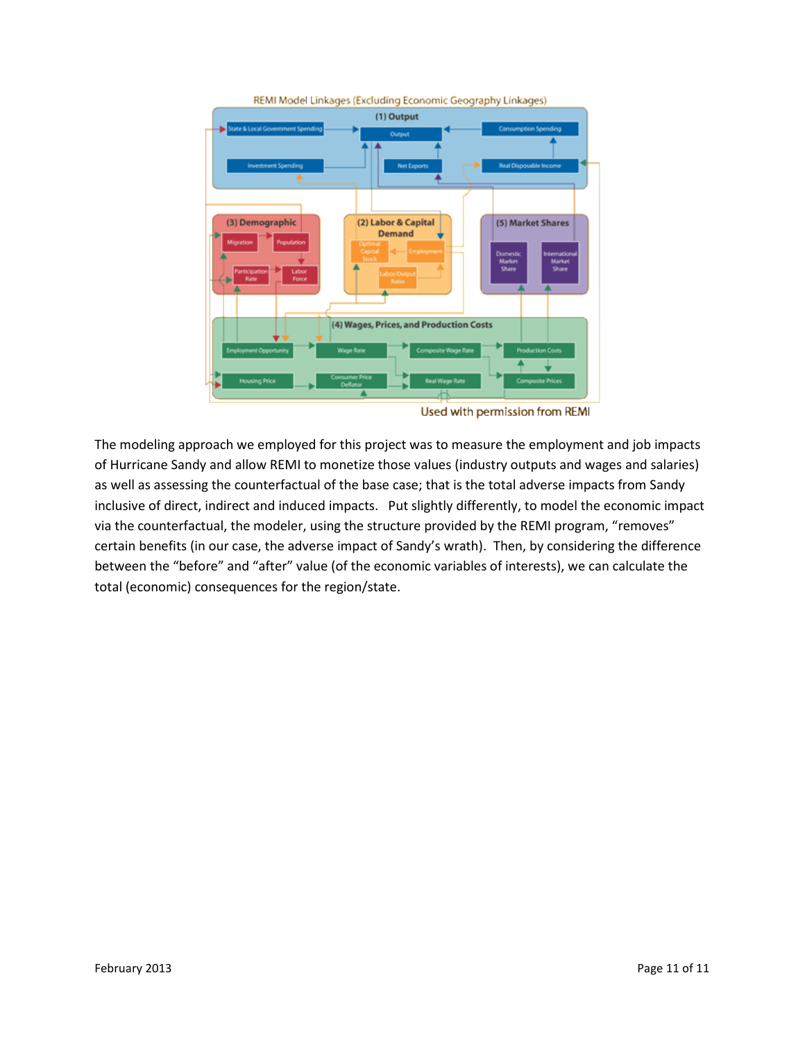REMI Model Linkages (Excluding Economic Geography Linkages)

(1) Output

State & Local Government Spending

Output

Consumption Spending

Investment Spending

Net Exports

Real Disposable Income

(3) Demographic

Migration

Population

Participation Rate

Labor Force

(2) Labor & Capital Demand

Optimal Capital Stock

Employment

Labor/Output Ratio

(5) Market Shares

Domestic Market Share

International Market Share

(4) Wages, Prices, and Production Costs

Employment Opportunity

Wage Rate

Composite Wage Rate

Production Costs

Housing Price

Consumer Price Deflator

Real Wage Rate

Composite Prices

Used with permission from REMI

The modeling approach we employed for this project was to measure the employment and job impacts of Hurricane Sandy and allow REMI to monetize those values (industry outputs and wages and salaries) as well as assessing the counterfactual of the base case; that is the total adverse impacts from Sandy inclusive of direct, indirect and induced impacts. Put slightly differently, to model the economic impact via the counterfactual, the modeler, using the structure provided by the REMI program, "removes" certain benefits (in our case, the adverse impact of Sandy's wrath). Then, by considering the difference between the "before" and "after" value (of the economic variables of interests), we can calculate the total (economic) consequences for the region/state.